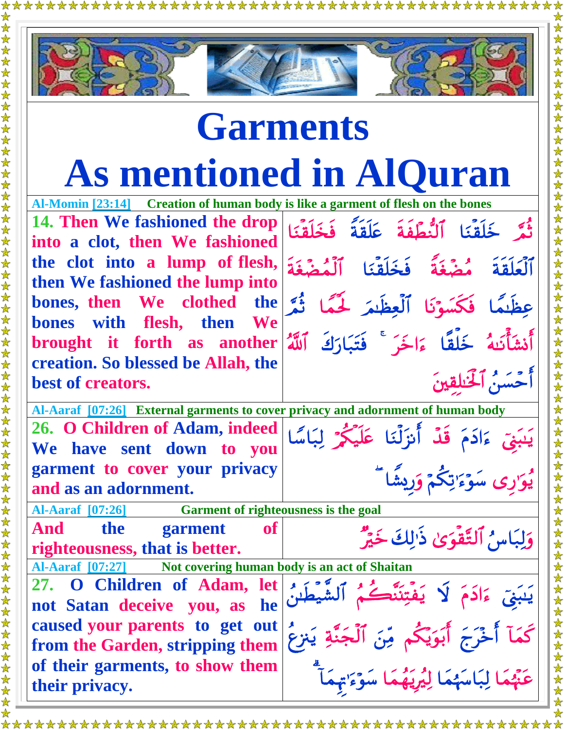# Garments
# As mentioned in AlQuran

**Al-Momin [23:14]** **Creation of human body is like a garment of flesh on the bones**

| | |
|---|---|
| **14. Then We fashioned the drop into a clot, then We fashioned the clot into a lump of flesh, then We fashioned the lump into bones, then We clothed the bones with flesh, then We brought it forth as another creation. So blessed be Allah, the best of creators.** | ثُمَّ خَلَقْنَا ٱلنُّطْفَةَ عَلَقَةً فَخَلَقْنَا ٱلْعَلَقَةَ مُضْغَةً فَخَلَقْنَا ٱلْمُضْغَةَ عِظَٰمًا فَكَسَوْنَا ٱلْعِظَٰمَ لَحْمًا ثُمَّ أَنشَأْنَٰهُ خَلْقًا ءَاخَرَ ۚ فَتَبَارَكَ ٱللَّهُ أَحْسَنُ ٱلْخَٰلِقِينَ |

**Al-Aaraf [07:26]** **External garments to cover privacy and adornment of human body**

| | |
|---|---|
| **26. O Children of Adam, indeed We have sent down to you garment to cover your privacy and as an adornment.** | يَٰبَنِىٓ ءَادَمَ قَدْ أَنزَلْنَا عَلَيْكُمْ لِبَاسًا يُوَٰرِى سَوْءَٰتِكُمْ وَرِيشًا ۖ |

**Al-Aaraf [07:26]** **Garment of righteousness is the goal**

| | |
|---|---|
| **And the garment of righteousness, that is better.** | وَلِبَاسُ ٱلتَّقْوَىٰ ذَٰلِكَ خَيْرٌ |

**Al-Aaraf [07:27]** **Not covering human body is an act of Shaitan**

| | |
|---|---|
| **27. O Children of Adam, let not Satan deceive you, as he caused your parents to get out from the Garden, stripping them of their garments, to show them their privacy.** | يَٰبَنِىٓ ءَادَمَ لَا يَفْتِنَنَّكُمُ ٱلشَّيْطَٰنُ كَمَآ أَخْرَجَ أَبَوَيْكُم مِّنَ ٱلْجَنَّةِ يَنزِعُ عَنْهُمَا لِبَاسَهُمَا لِيُرِيَهُمَا سَوْءَٰتِهِمَآ ۗ |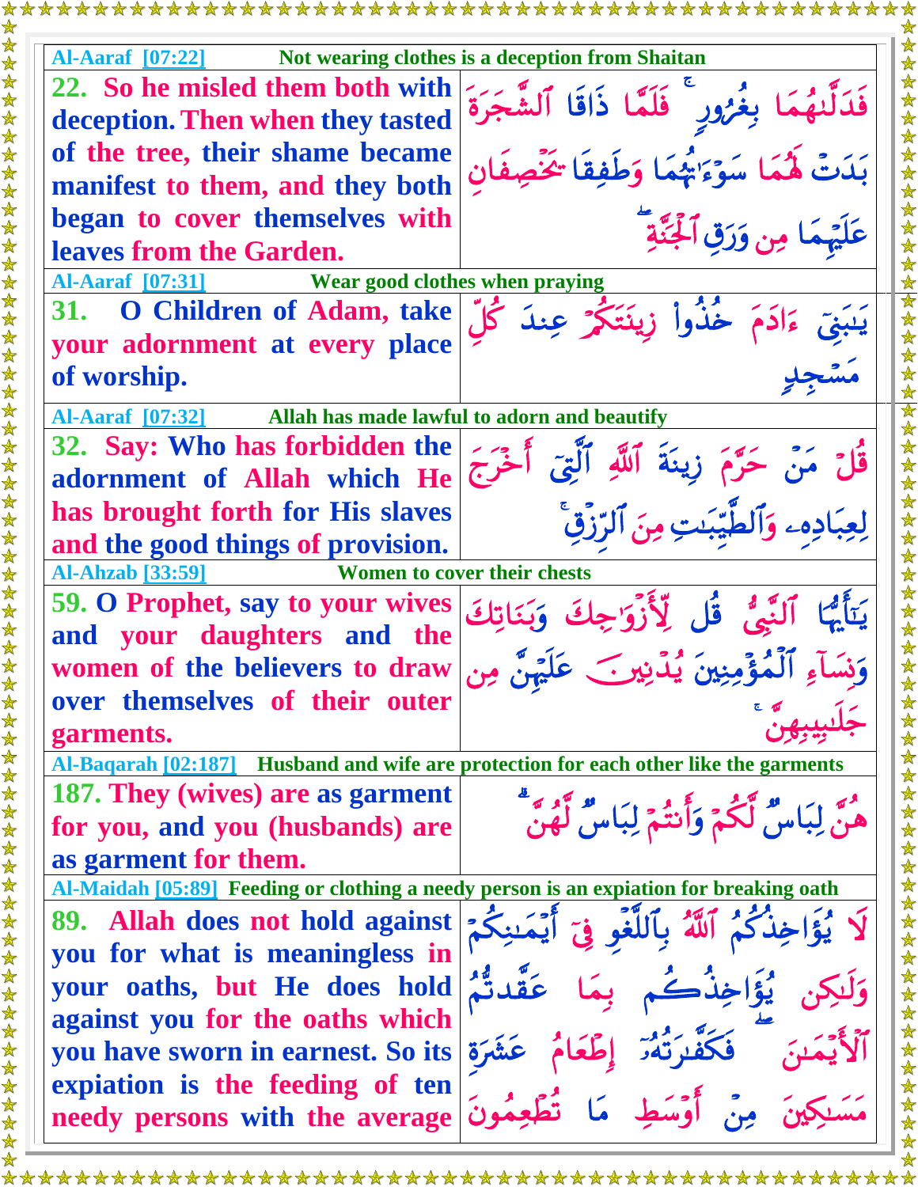| Al-Aaraf [07:22] Not wearing clothes is a deception from Shaitan | |
|---|---|
| 22. So he misled them both with deception. Then when they tasted of the tree, their shame became manifest to them, and they both began to cover themselves with leaves from the Garden. | فَدَلَّىٰهُمَا بِغُرُورٍ ۚ فَلَمَّا ذَاقَا ٱلشَّجَرَةَ بَدَتْ لَهُمَا سَوْءَٰتُهُمَا وَطَفِقَا يَخْصِفَانِ عَلَيْهِمَا مِن وَرَقِ ٱلْجَنَّةِ |
| **Al-Aaraf [07:31] Wear good clothes when praying** | |
| 31. O Children of Adam, take your adornment at every place of worship. | يَٰبَنِىٓ ءَادَمَ خُذُوا۟ زِينَتَكُمْ عِندَ كُلِّ مَسْجِدٍ |
| **Al-Aaraf [07:32] Allah has made lawful to adorn and beautify** | |
| 32. Say: Who has forbidden the adornment of Allah which He has brought forth for His slaves and the good things of provision. | قُلْ مَنْ حَرَّمَ زِينَةَ ٱللَّهِ ٱلَّتِىٓ أَخْرَجَ لِعِبَادِهِۦ وَٱلطَّيِّبَٰتِ مِنَ ٱلرِّزْقِ ۚ |
| **Al-Ahzab [33:59] Women to cover their chests** | |
| 59. O Prophet, say to your wives and your daughters and the women of the believers to draw over themselves of their outer garments. | يَٰٓأَيُّهَا ٱلنَّبِىُّ قُل لِّأَزْوَٰجِكَ وَبَنَاتِكَ وَنِسَآءِ ٱلْمُؤْمِنِينَ يُدْنِينَ عَلَيْهِنَّ مِن جَلَٰبِيبِهِنَّ ۚ |
| **Al-Baqarah [02:187] Husband and wife are protection for each other like the garments** | |
| 187. They (wives) are as garment for you, and you (husbands) are as garment for them. | هُنَّ لِبَاسٌ لَّكُمْ وَأَنتُمْ لِبَاسٌ لَّهُنَّ ۗ |
| **Al-Maidah [05:89] Feeding or clothing a needy person is an expiation for breaking oath** | |
| 89. Allah does not hold against you for what is meaningless in your oaths, but He does hold against you for the oaths which you have sworn in earnest. So its expiation is the feeding of ten needy persons with the average | لَا يُؤَاخِذُكُمُ ٱللَّهُ بِٱللَّغْوِ فِىٓ أَيْمَٰنِكُمْ وَلَٰكِن يُؤَاخِذُكُم بِمَا عَقَّدتُّمُ ٱلْأَيْمَٰنَ ۖ فَكَفَّٰرَتُهُۥٓ إِطْعَامُ عَشَرَةِ مَسَٰكِينَ مِنْ أَوْسَطِ مَا تُطْعِمُونَ |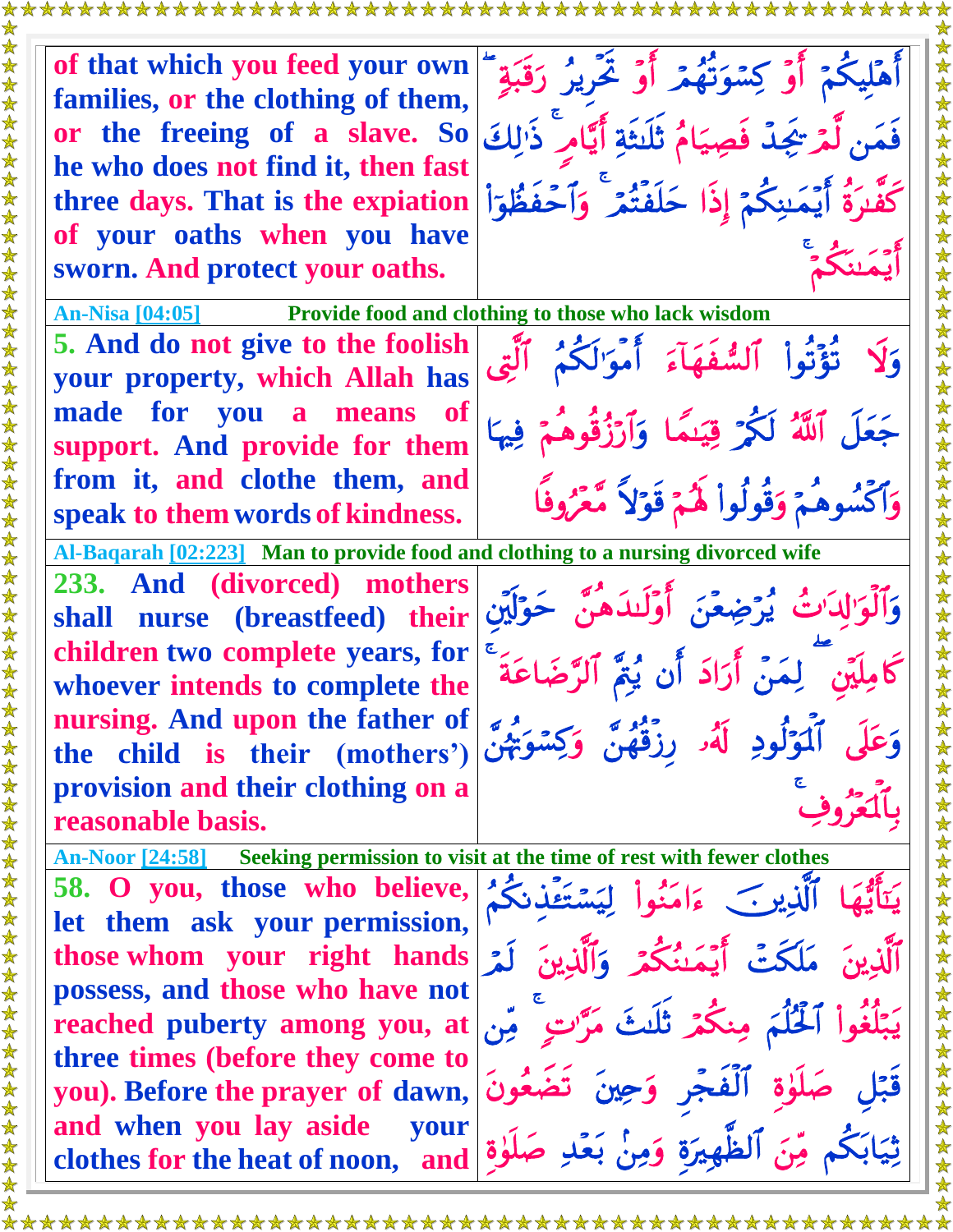| | |
|---|---|
| of that which you feed your own families, or the clothing of them, or the freeing of a slave. So he who does not find it, then fast three days. That is the expiation of your oaths when you have sworn. And protect your oaths. | أَهْلِيكُمْ أَوْ كِسْوَتُهُمْ أَوْ تَحْرِيرُ رَقَبَةٍ ۖ فَمَن لَّمْ يَجِدْ فَصِيَامُ ثَلَاثَةِ أَيَّامٍ ۚ ذَٰلِكَ كَفَّارَةُ أَيْمَانِكُمْ إِذَا حَلَفْتُمْ ۚ وَاحْفَظُوا أَيْمَانَكُمْ ۚ |
| **An-Nisa [04:05]** Provide food and clothing to those who lack wisdom | |
| 5. And do not give to the foolish your property, which Allah has made for you a means of support. And provide for them from it, and clothe them, and speak to them words of kindness. | وَلَا تُؤْتُوا السُّفَهَاءَ أَمْوَالَكُمُ الَّتِي جَعَلَ اللَّهُ لَكُمْ قِيَامًا وَارْزُقُوهُمْ فِيهَا وَاكْسُوهُمْ وَقُولُوا لَهُمْ قَوْلًا مَّعْرُوفًا |
| **Al-Baqarah [02:223]** Man to provide food and clothing to a nursing divorced wife | |
| 233. And (divorced) mothers shall nurse (breastfeed) their children two complete years, for whoever intends to complete the nursing. And upon the father of the child is their (mothers') provision and their clothing on a reasonable basis. | وَالْوَالِدَاتُ يُرْضِعْنَ أَوْلَادَهُنَّ حَوْلَيْنِ كَامِلَيْنِ ۖ لِمَنْ أَرَادَ أَن يُتِمَّ الرَّضَاعَةَ ۚ وَعَلَى الْمَوْلُودِ لَهُ رِزْقُهُنَّ وَكِسْوَتُهُنَّ بِالْمَعْرُوفِ ۚ |
| **An-Noor [24:58]** Seeking permission to visit at the time of rest with fewer clothes | |
| 58. O you, those who believe, let them ask your permission, those whom your right hands possess, and those who have not reached puberty among you, at three times (before they come to you). Before the prayer of dawn, and when you lay aside your clothes for the heat of noon, and | يَا أَيُّهَا الَّذِينَ آمَنُوا لِيَسْتَأْذِنكُمُ الَّذِينَ مَلَكَتْ أَيْمَانُكُمْ وَالَّذِينَ لَمْ يَبْلُغُوا الْحُلُمَ مِنكُمْ ثَلَاثَ مَرَّاتٍ ۚ مِّن قَبْلِ صَلَاةِ الْفَجْرِ وَحِينَ تَضَعُونَ ثِيَابَكُم مِّنَ الظَّهِيرَةِ وَمِن بَعْدِ صَلَاةِ |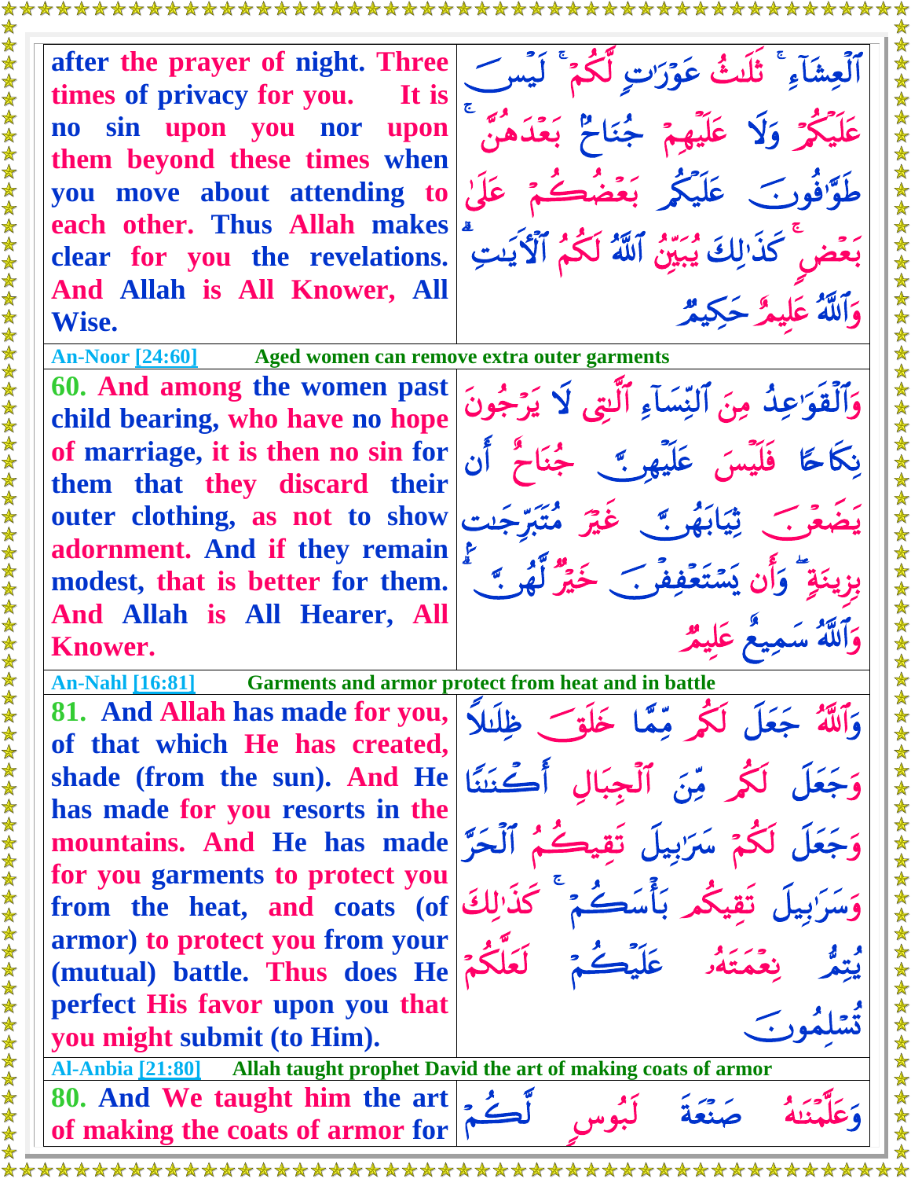| | |
|---|---|
| after the prayer of night. Three times of privacy for you. It is no sin upon you nor upon them beyond these times when you move about attending to each other. Thus Allah makes clear for you the revelations. And Allah is All Knower, All Wise. | ٱلْعِشَآءِ ۚ ثَلَٰثُ عَوْرَٰتٍ لَّكُمْ ۚ لَيْسَ عَلَيْكُمْ وَلَا عَلَيْهِمْ جُنَاحٌۢ بَعْدَهُنَّ ۚ طَوَّٰفُونَ عَلَيْكُم بَعْضُكُمْ عَلَىٰ بَعْضٍ ۚ كَذَٰلِكَ يُبَيِّنُ ٱللَّهُ لَكُمُ ٱلْءَايَٰتِ ۗ وَٱللَّهُ عَلِيمٌ حَكِيمٌ |

**An-Noor [24:60]** Aged women can remove extra outer garments

| | |
|---|---|
| 60. And among the women past child bearing, who have no hope of marriage, it is then no sin for them that they discard their outer clothing, as not to show adornment. And if they remain modest, that is better for them. And Allah is All Hearer, All Knower. | وَٱلْقَوَٰعِدُ مِنَ ٱلنِّسَآءِ ٱلَّٰتِى لَا يَرْجُونَ نِكَاحًا فَلَيْسَ عَلَيْهِنَّ جُنَاحٌ أَن يَضَعْنَ ثِيَابَهُنَّ غَيْرَ مُتَبَرِّجَٰتٍۭ بِزِينَةٍ ۖ وَأَن يَسْتَعْفِفْنَ خَيْرٌ لَّهُنَّ ۗ وَٱللَّهُ سَمِيعٌ عَلِيمٌ |

**An-Nahl [16:81]** Garments and armor protect from heat and in battle

| | |
|---|---|
| 81. And Allah has made for you, of that which He has created, shade (from the sun). And He has made for you resorts in the mountains. And He has made for you garments to protect you from the heat, and coats (of armor) to protect you from your (mutual) battle. Thus does He perfect His favor upon you that you might submit (to Him). | وَٱللَّهُ جَعَلَ لَكُم مِّمَّا خَلَقَ ظِلَٰلًا وَجَعَلَ لَكُم مِّنَ ٱلْجِبَالِ أَكْنَٰنًا وَجَعَلَ لَكُمْ سَرَٰبِيلَ تَقِيكُمُ ٱلْحَرَّ وَسَرَٰبِيلَ تَقِيكُم بَأْسَكُمْ ۚ كَذَٰلِكَ يُتِمُّ نِعْمَتَهُۥ عَلَيْكُمْ لَعَلَّكُمْ تُسْلِمُونَ |

**Al-Anbia [21:80]** Allah taught prophet David the art of making coats of armor

| | |
|---|---|
| 80. And We taught him the art of making the coats of armor for | وَعَلَّمْنَٰهُ صَنْعَةَ لَبُوسٍ لَّكُمْ |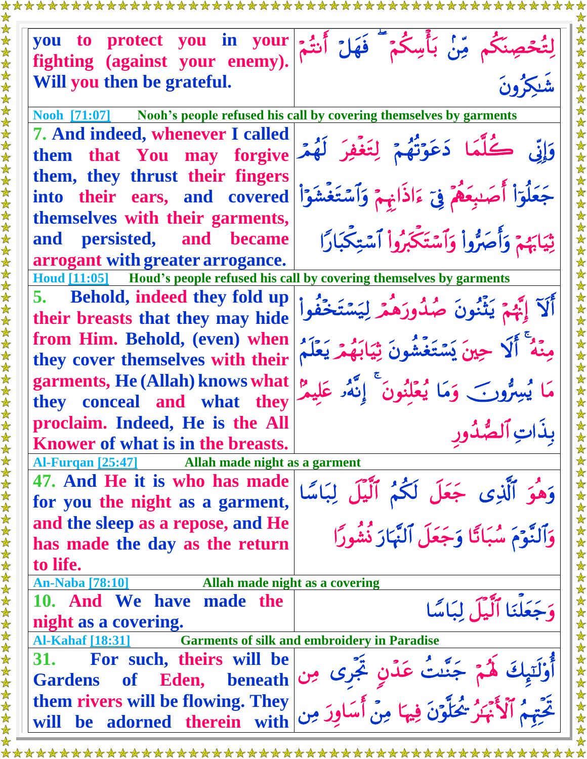| | |
|---|---|
| you to protect you in your fighting (against your enemy). Will you then be grateful. | لِتُحْصِنَكُم مِّنۢ بَأْسِكُمْ ۖ فَهَلْ أَنتُمْ شَٰكِرُونَ |

**Nooh [71:07]** Nooh's people refused his call by covering themselves by garments

| | |
|---|---|
| **7.** And indeed, whenever I called them that You may forgive them, they thrust their fingers into their ears, and covered themselves with their garments, and persisted, and became arrogant with greater arrogance. | وَإِنِّى كُلَّمَا دَعَوْتُهُمْ لِتَغْفِرَ لَهُمْ جَعَلُوٓا۟ أَصَٰبِعَهُمْ فِىٓ ءَاذَانِهِمْ وَٱسْتَغْشَوْا۟ ثِيَابَهُمْ وَأَصَرُّوا۟ وَٱسْتَكْبَرُوا۟ ٱسْتِكْبَارًا |

**Houd [11:05]** Houd's people refused his call by covering themselves by garments

| | |
|---|---|
| **5.** Behold, indeed they fold up their breasts that they may hide from Him. Behold, (even) when they cover themselves with their garments, He (Allah) knows what they conceal and what they proclaim. Indeed, He is the All Knower of what is in the breasts. | أَلَآ إِنَّهُمْ يَثْنُونَ صُدُورَهُمْ لِيَسْتَخْفُوا۟ مِنْهُ ۚ أَلَا حِينَ يَسْتَغْشُونَ ثِيَابَهُمْ يَعْلَمُ مَا يُسِرُّونَ وَمَا يُعْلِنُونَ ۚ إِنَّهُۥ عَلِيمٌۢ بِذَاتِ ٱلصُّدُورِ |

**Al-Furqan [25:47]** Allah made night as a garment

| | |
|---|---|
| **47.** And He it is who has made for you the night as a garment, and the sleep as a repose, and He has made the day as the return to life. | وَهُوَ ٱلَّذِى جَعَلَ لَكُمُ ٱلَّيْلَ لِبَاسًا وَٱلنَّوْمَ سُبَاتًا وَجَعَلَ ٱلنَّهَارَ نُشُورًا |

**An-Naba [78:10]** Allah made night as a covering

| | |
|---|---|
| **10.** And We have made the night as a covering. | وَجَعَلْنَا ٱلَّيْلَ لِبَاسًا |

**Al-Kahaf [18:31]** Garments of silk and embroidery in Paradise

| | |
|---|---|
| **31.** For such, theirs will be Gardens of Eden, beneath them rivers will be flowing. They will be adorned therein with | أُو۟لَٰٓئِكَ لَهُمْ جَنَّٰتُ عَدْنٍ تَجْرِى مِن تَحْتِهِمُ ٱلْأَنْهَٰرُ يُحَلَّوْنَ فِيهَا مِنْ أَسَاوِرَ مِن |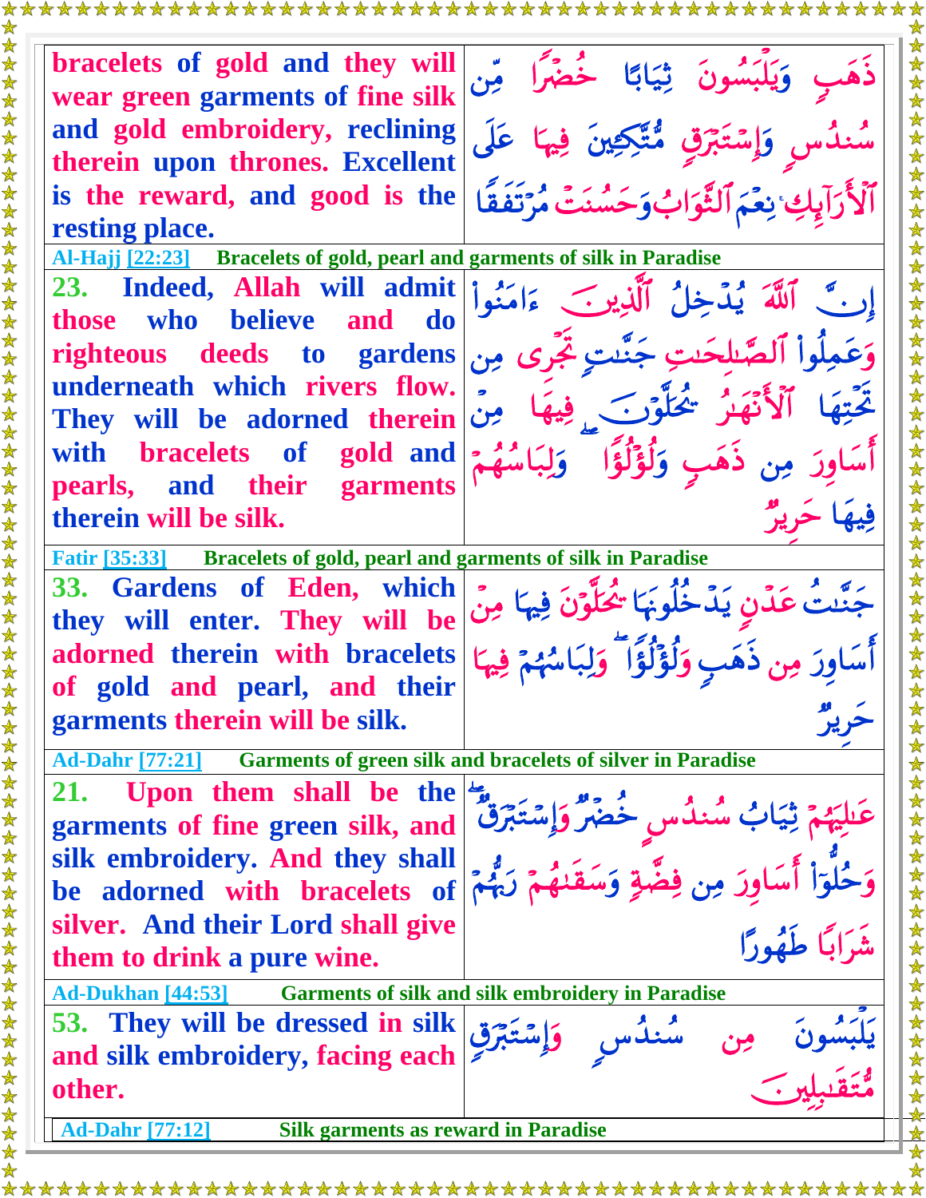| | |
|---|---|
| bracelets of gold and they will wear green garments of fine silk and gold embroidery, reclining therein upon thrones. Excellent is the reward, and good is the resting place. | ذَهَبٍ وَيَلْبَسُونَ ثِيَابًا خُضْرًا مِّن سُندُسٍ وَإِسْتَبْرَقٍ مُّتَّكِـِٔينَ فِيهَا عَلَى ٱلْأَرَآئِكِ ۚ نِعْمَ ٱلثَّوَابُ وَحَسُنَتْ مُرْتَفَقًا |
| **Al-Hajj [22:23]** Bracelets of gold, pearl and garments of silk in Paradise | |
| 23. Indeed, Allah will admit those who believe and do righteous deeds to gardens underneath which rivers flow. They will be adorned therein with bracelets of gold and pearls, and their garments therein will be silk. | إِنَّ ٱللَّهَ يُدْخِلُ ٱلَّذِينَ ءَامَنُوا۟ وَعَمِلُوا۟ ٱلصَّٰلِحَٰتِ جَنَّٰتٍ تَجْرِى مِن تَحْتِهَا ٱلْأَنْهَٰرُ يُحَلَّوْنَ فِيهَا مِنْ أَسَاوِرَ مِن ذَهَبٍ وَلُؤْلُؤًا ۖ وَلِبَاسُهُمْ فِيهَا حَرِيرٌ |
| **Fatir [35:33]** Bracelets of gold, pearl and garments of silk in Paradise | |
| 33. Gardens of Eden, which they will enter. They will be adorned therein with bracelets of gold and pearl, and their garments therein will be silk. | جَنَّٰتُ عَدْنٍ يَدْخُلُونَهَا يُحَلَّوْنَ فِيهَا مِنْ أَسَاوِرَ مِن ذَهَبٍ وَلُؤْلُؤًا ۖ وَلِبَاسُهُمْ فِيهَا حَرِيرٌ |
| **Ad-Dahr [77:21]** Garments of green silk and bracelets of silver in Paradise | |
| 21. Upon them shall be the garments of fine green silk, and silk embroidery. And they shall be adorned with bracelets of silver. And their Lord shall give them to drink a pure wine. | عَٰلِيَهُمْ ثِيَابُ سُندُسٍ خُضْرٌ وَإِسْتَبْرَقٌ ۖ وَحُلُّوٓا۟ أَسَاوِرَ مِن فِضَّةٍ وَسَقَىٰهُمْ رَبُّهُمْ شَرَابًا طَهُورًا |
| **Ad-Dukhan [44:53]** Garments of silk and silk embroidery in Paradise | |
| 53. They will be dressed in silk and silk embroidery, facing each other. | يَلْبَسُونَ مِن سُندُسٍ وَإِسْتَبْرَقٍ مُّتَقَٰبِلِينَ |
| **Ad-Dahr [77:12]** Silk garments as reward in Paradise | |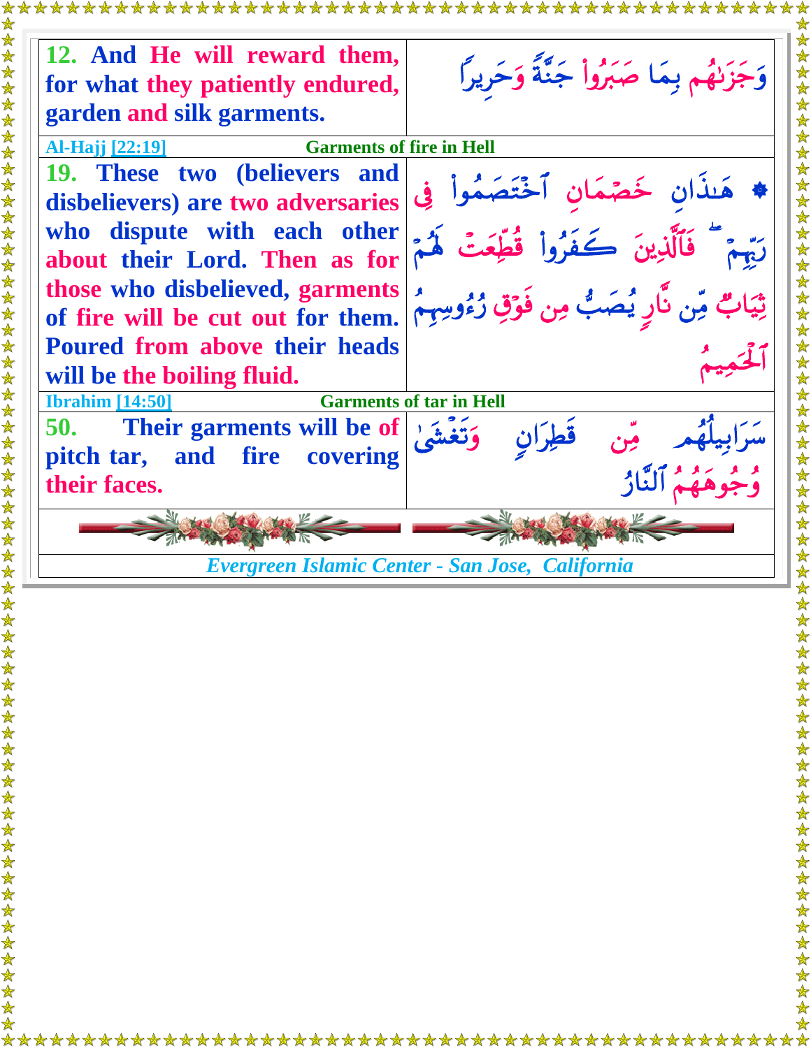| | |
|---|---|
| **12. And He will reward them, for what they patiently endured, garden and silk garments.** | وَجَزَىٰهُم بِمَا صَبَرُوا۟ جَنَّةً وَحَرِيرًا |
| **Al-Hajj [22:19]** **Garments of fire in Hell** | |
| **19. These two (believers and disbelievers) are two adversaries who dispute with each other about their Lord. Then as for those who disbelieved, garments of fire will be cut out for them. Poured from above their heads will be the boiling fluid.** | ۞ هَـٰذَانِ خَصْمَانِ ٱخْتَصَمُوا۟ فِى رَبِّهِمْ ۖ فَٱلَّذِينَ كَفَرُوا۟ قُطِّعَتْ لَهُمْ ثِيَابٌ مِّن نَّارٍ يُصَبُّ مِن فَوْقِ رُءُوسِهِمُ ٱلْحَمِيمُ |
| **Ibrahim [14:50]** **Garments of tar in Hell** | |
| **50. Their garments will be of pitch tar, and fire covering their faces.** | سَرَابِيلُهُم مِّن قَطِرَانٍ وَتَغْشَىٰ وُجُوهَهُمُ ٱلنَّارُ |

***Evergreen Islamic Center - San Jose, California***